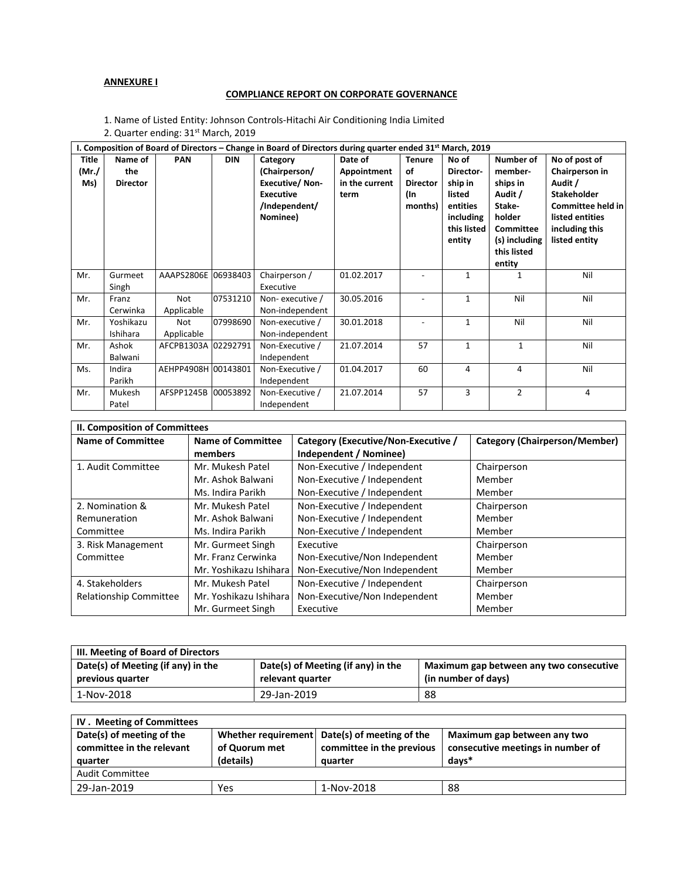**ANNEXURE I**

**COMPLIANCE REPORT ON CORPORATE GOVERNANCE**

1. Name of Listed Entity: Johnson Controls-Hitachi Air Conditioning India Limited
2. Quarter ending: 31st March, 2019

| I. Composition of Board of Directors – Change in Board of Directors during quarter ended 31st March, 2019 | | | | | | | | | |
|---|---|---|---|---|---|---|---|---|---|
| Title (Mr./ Ms) | Name of the Director | PAN | DIN | Category (Chairperson/ Executive/ Non-Executive /Independent/ Nominee) | Date of Appointment in the current term | Tenure of Director (In months) | No of Directorship in listed entities including this listed entity | Number of memberships in Audit / Stakeholder Committee (s) including this listed entity | No of post of Chairperson in Audit / Stakeholder Committee held in listed entities including this listed entity |
| Mr. | Gurmeet Singh | AAAPS2806E | 06938403 | Chairperson / Executive | 01.02.2017 | - | 1 | 1 | Nil |
| Mr. | Franz Cerwinka | Not Applicable | 07531210 | Non- executive / Non-independent | 30.05.2016 | - | 1 | Nil | Nil |
| Mr. | Yoshikazu Ishihara | Not Applicable | 07998690 | Non-executive / Non-independent | 30.01.2018 | - | 1 | Nil | Nil |
| Mr. | Ashok Balwani | AFCPB1303A | 02292791 | Non-Executive / Independent | 21.07.2014 | 57 | 1 | 1 | Nil |
| Ms. | Indira Parikh | AEHPP4908H | 00143801 | Non-Executive / Independent | 01.04.2017 | 60 | 4 | 4 | Nil |
| Mr. | Mukesh Patel | AFSPP1245B | 00053892 | Non-Executive / Independent | 21.07.2014 | 57 | 3 | 2 | 4 |

| II. Composition of Committees | | | |
|---|---|---|---|
| **Name of Committee** | **Name of Committee members** | **Category (Executive/Non-Executive / Independent / Nominee)** | **Category (Chairperson/Member)** |
| 1. Audit Committee | Mr. Mukesh Patel | Non-Executive / Independent | Chairperson |
| | Mr. Ashok Balwani | Non-Executive / Independent | Member |
| | Ms. Indira Parikh | Non-Executive / Independent | Member |
| 2. Nomination & Remuneration Committee | Mr. Mukesh Patel | Non-Executive / Independent | Chairperson |
| | Mr. Ashok Balwani | Non-Executive / Independent | Member |
| | Ms. Indira Parikh | Non-Executive / Independent | Member |
| 3. Risk Management Committee | Mr. Gurmeet Singh | Executive | Chairperson |
| | Mr. Franz Cerwinka | Non-Executive/Non Independent | Member |
| | Mr. Yoshikazu Ishihara | Non-Executive/Non Independent | Member |
| 4. Stakeholders Relationship Committee | Mr. Mukesh Patel | Non-Executive / Independent | Chairperson |
| | Mr. Yoshikazu Ishihara | Non-Executive/Non Independent | Member |
| | Mr. Gurmeet Singh | Executive | Member |

| III. Meeting of Board of Directors | | |
|---|---|---|
| **Date(s) of Meeting (if any) in the previous quarter** | **Date(s) of Meeting (if any) in the relevant quarter** | **Maximum gap between any two consecutive (in number of days)** |
| 1-Nov-2018 | 29-Jan-2019 | 88 |

| IV . Meeting of Committees | | | |
|---|---|---|---|
| **Date(s) of meeting of the committee in the relevant quarter** | **Whether requirement of Quorum met (details)** | **Date(s) of meeting of the committee in the previous quarter** | **Maximum gap between any two consecutive meetings in number of days*** |
| Audit Committee | | | |
| 29-Jan-2019 | Yes | 1-Nov-2018 | 88 |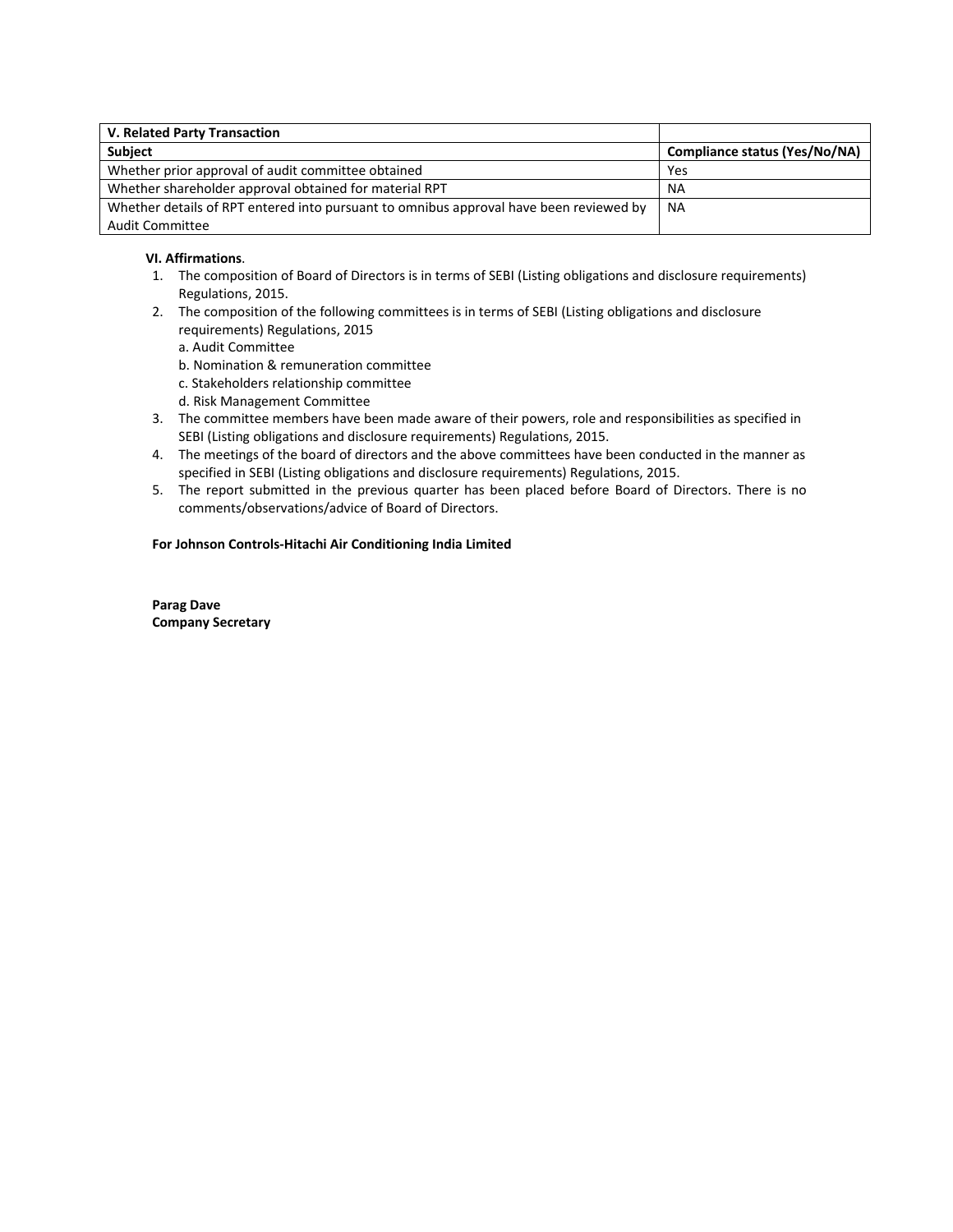| V. Related Party Transaction | |
|---|---|
| **Subject** | **Compliance status (Yes/No/NA)** |
| Whether prior approval of audit committee obtained | Yes |
| Whether shareholder approval obtained for material RPT | NA |
| Whether details of RPT entered into pursuant to omnibus approval have been reviewed by Audit Committee | NA |

**VI. Affirmations**.

1. The composition of Board of Directors is in terms of SEBI (Listing obligations and disclosure requirements) Regulations, 2015.
2. The composition of the following committees is in terms of SEBI (Listing obligations and disclosure requirements) Regulations, 2015
   a. Audit Committee
   b. Nomination & remuneration committee
   c. Stakeholders relationship committee
   d. Risk Management Committee
3. The committee members have been made aware of their powers, role and responsibilities as specified in SEBI (Listing obligations and disclosure requirements) Regulations, 2015.
4. The meetings of the board of directors and the above committees have been conducted in the manner as specified in SEBI (Listing obligations and disclosure requirements) Regulations, 2015.
5. The report submitted in the previous quarter has been placed before Board of Directors. There is no comments/observations/advice of Board of Directors.

**For Johnson Controls-Hitachi Air Conditioning India Limited**

**Parag Dave**
**Company Secretary**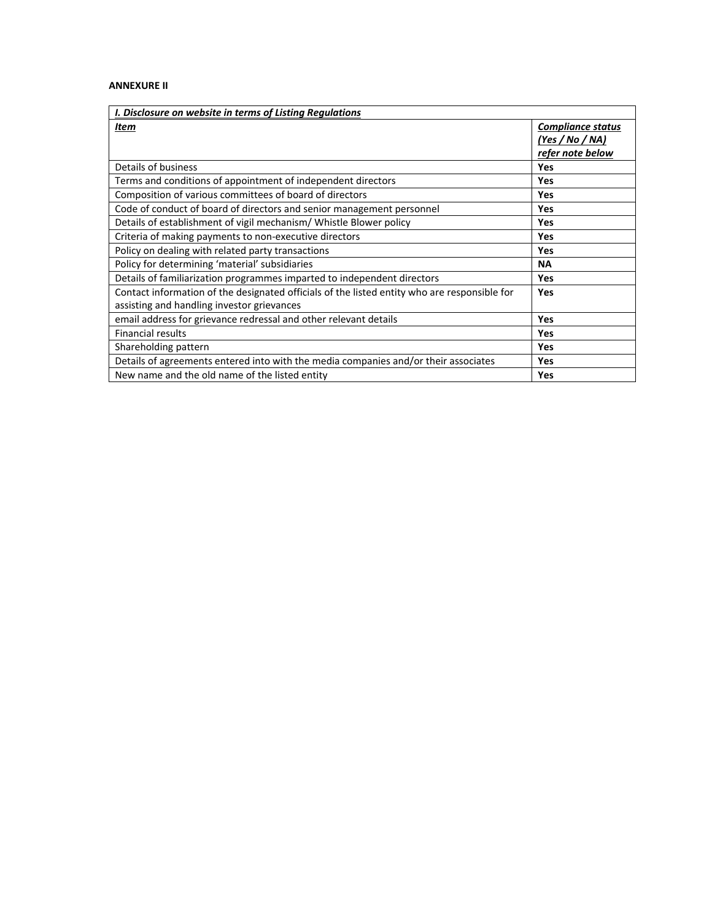**ANNEXURE II**

| ***I. Disclosure on website in terms of Listing Regulations*** | |
|---|---|
| ***Item*** | ***Compliance status (Yes / No / NA) refer note below*** |
| Details of business | **Yes** |
| Terms and conditions of appointment of independent directors | **Yes** |
| Composition of various committees of board of directors | **Yes** |
| Code of conduct of board of directors and senior management personnel | **Yes** |
| Details of establishment of vigil mechanism/ Whistle Blower policy | **Yes** |
| Criteria of making payments to non-executive directors | **Yes** |
| Policy on dealing with related party transactions | **Yes** |
| Policy for determining 'material' subsidiaries | **NA** |
| Details of familiarization programmes imparted to independent directors | **Yes** |
| Contact information of the designated officials of the listed entity who are responsible for assisting and handling investor grievances | **Yes** |
| email address for grievance redressal and other relevant details | **Yes** |
| Financial results | **Yes** |
| Shareholding pattern | **Yes** |
| Details of agreements entered into with the media companies and/or their associates | **Yes** |
| New name and the old name of the listed entity | **Yes** |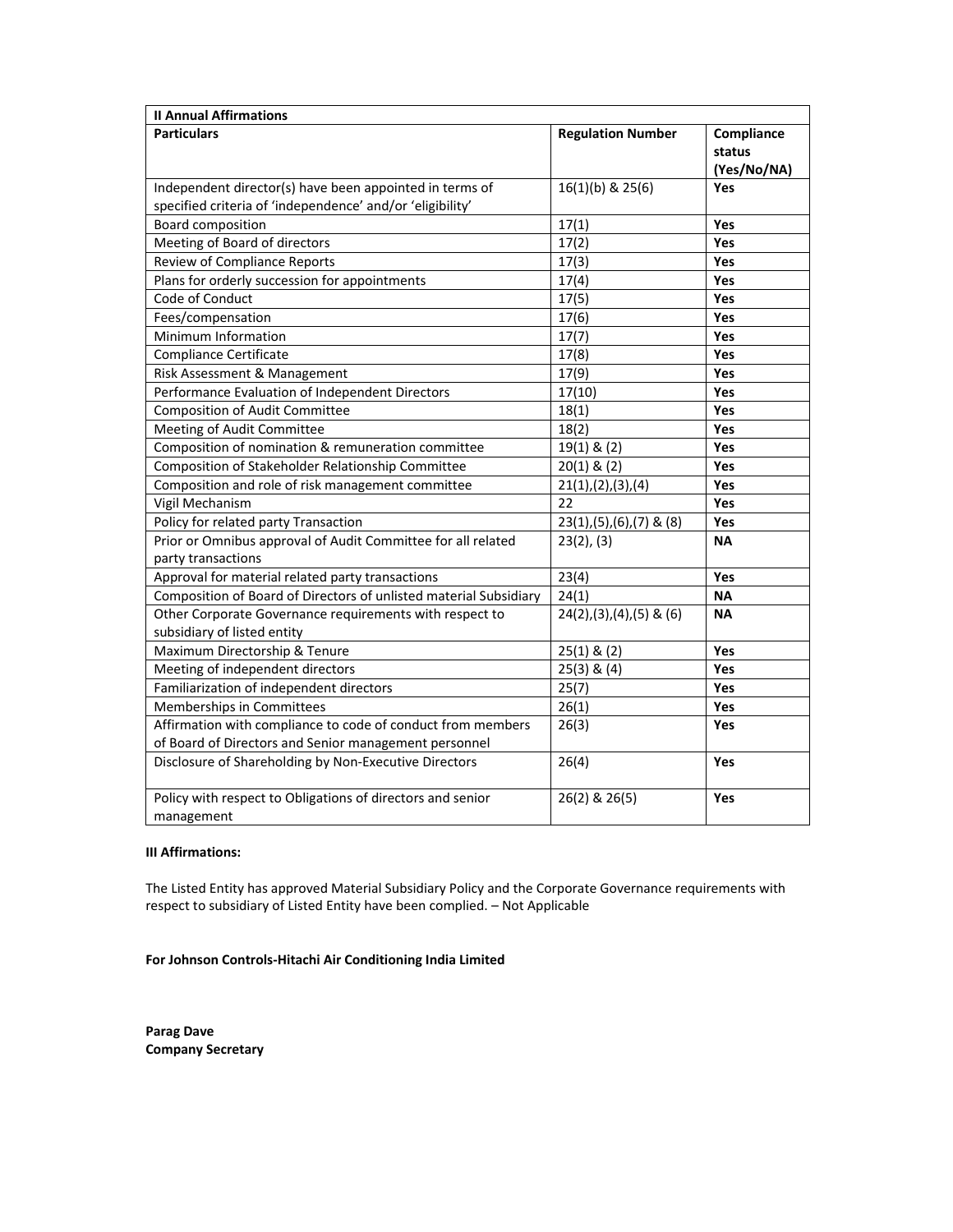| II Annual Affirmations | | |
|---|---|---|
| **Particulars** | **Regulation Number** | **Compliance status (Yes/No/NA)** |
| Independent director(s) have been appointed in terms of specified criteria of 'independence' and/or 'eligibility' | 16(1)(b) & 25(6) | **Yes** |
| Board composition | 17(1) | **Yes** |
| Meeting of Board of directors | 17(2) | **Yes** |
| Review of Compliance Reports | 17(3) | **Yes** |
| Plans for orderly succession for appointments | 17(4) | **Yes** |
| Code of Conduct | 17(5) | **Yes** |
| Fees/compensation | 17(6) | **Yes** |
| Minimum Information | 17(7) | **Yes** |
| Compliance Certificate | 17(8) | **Yes** |
| Risk Assessment & Management | 17(9) | **Yes** |
| Performance Evaluation of Independent Directors | 17(10) | **Yes** |
| Composition of Audit Committee | 18(1) | **Yes** |
| Meeting of Audit Committee | 18(2) | **Yes** |
| Composition of nomination & remuneration committee | 19(1) & (2) | **Yes** |
| Composition of Stakeholder Relationship Committee | 20(1) & (2) | **Yes** |
| Composition and role of risk management committee | 21(1),(2),(3),(4) | **Yes** |
| Vigil Mechanism | 22 | **Yes** |
| Policy for related party Transaction | 23(1),(5),(6),(7) & (8) | **Yes** |
| Prior or Omnibus approval of Audit Committee for all related party transactions | 23(2), (3) | **NA** |
| Approval for material related party transactions | 23(4) | **Yes** |
| Composition of Board of Directors of unlisted material Subsidiary | 24(1) | **NA** |
| Other Corporate Governance requirements with respect to subsidiary of listed entity | 24(2),(3),(4),(5) & (6) | **NA** |
| Maximum Directorship & Tenure | 25(1) & (2) | **Yes** |
| Meeting of independent directors | 25(3) & (4) | **Yes** |
| Familiarization of independent directors | 25(7) | **Yes** |
| Memberships in Committees | 26(1) | **Yes** |
| Affirmation with compliance to code of conduct from members of Board of Directors and Senior management personnel | 26(3) | **Yes** |
| Disclosure of Shareholding by Non-Executive Directors | 26(4) | **Yes** |
| Policy with respect to Obligations of directors and senior management | 26(2) & 26(5) | **Yes** |

**III Affirmations:**

The Listed Entity has approved Material Subsidiary Policy and the Corporate Governance requirements with respect to subsidiary of Listed Entity have been complied. – Not Applicable

**For Johnson Controls-Hitachi Air Conditioning India Limited**

**Parag Dave**
**Company Secretary**